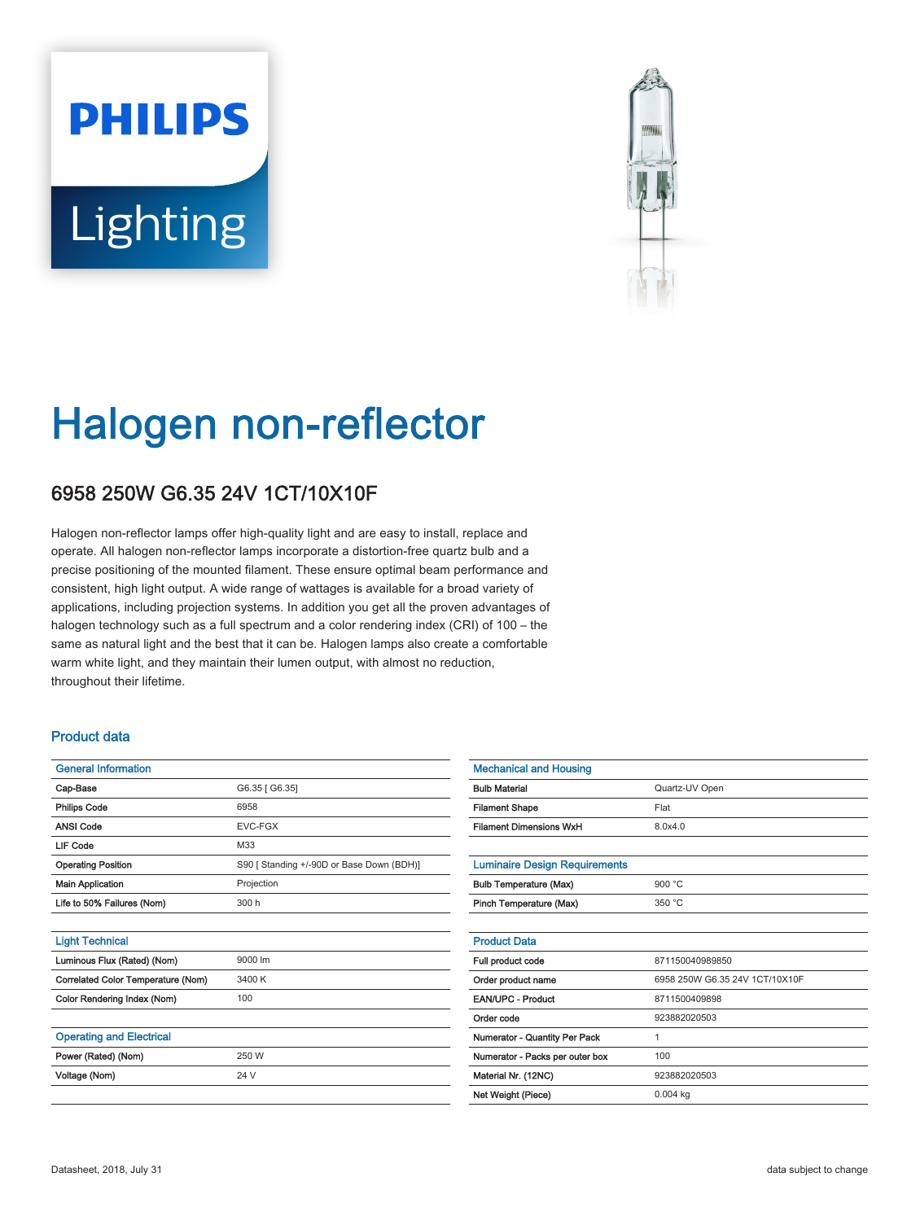# Halogen non-reflector

## 6958 250W G6.35 24V 1CT/10X10F

Halogen non-reflector lamps offer high-quality light and are easy to install, replace and operate. All halogen non-reflector lamps incorporate a distortion-free quartz bulb and a precise positioning of the mounted filament. These ensure optimal beam performance and consistent, high light output. A wide range of wattages is available for a broad variety of applications, including projection systems. In addition you get all the proven advantages of halogen technology such as a full spectrum and a color rendering index (CRI) of 100 – the same as natural light and the best that it can be. Halogen lamps also create a comfortable warm white light, and they maintain their lumen output, with almost no reduction, throughout their lifetime.

### Product data

| General Information | |
|---|---|
| Cap-Base | G6.35 [ G6.35] |
| Philips Code | 6958 |
| ANSI Code | EVC-FGX |
| LIF Code | M33 |
| Operating Position | S90 [ Standing +/-90D or Base Down (BDH)] |
| Main Application | Projection |
| Life to 50% Failures (Nom) | 300 h |

| Light Technical | |
|---|---|
| Luminous Flux (Rated) (Nom) | 9000 lm |
| Correlated Color Temperature (Nom) | 3400 K |
| Color Rendering Index (Nom) | 100 |

| Operating and Electrical | |
|---|---|
| Power (Rated) (Nom) | 250 W |
| Voltage (Nom) | 24 V |

| Mechanical and Housing | |
|---|---|
| Bulb Material | Quartz-UV Open |
| Filament Shape | Flat |
| Filament Dimensions WxH | 8.0x4.0 |

| Luminaire Design Requirements | |
|---|---|
| Bulb Temperature (Max) | 900 °C |
| Pinch Temperature (Max) | 350 °C |

| Product Data | |
|---|---|
| Full product code | 871150040989850 |
| Order product name | 6958 250W G6.35 24V 1CT/10X10F |
| EAN/UPC - Product | 8711500409898 |
| Order code | 923882020503 |
| Numerator - Quantity Per Pack | 1 |
| Numerator - Packs per outer box | 100 |
| Material Nr. (12NC) | 923882020503 |
| Net Weight (Piece) | 0.004 kg |

Datasheet, 2018, July 31

data subject to change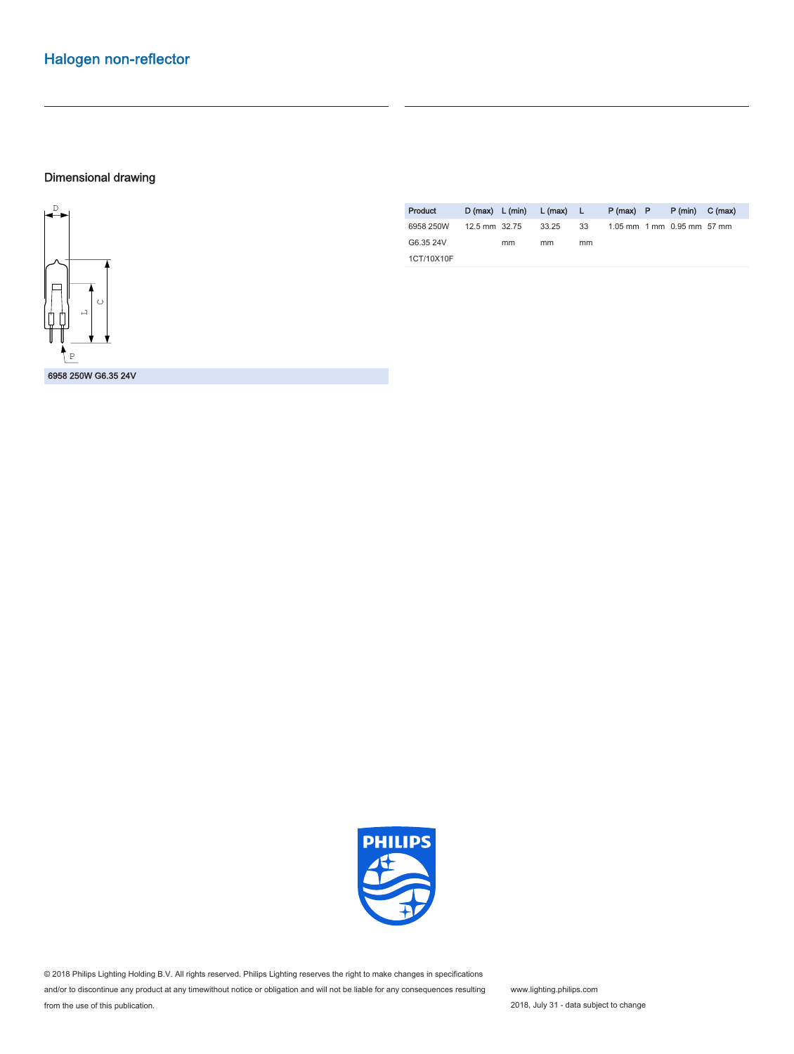## Halogen non-reflector

### Dimensional drawing

D

L

C

P

6958 250W G6.35 24V

| Product | D (max) | L (min) | L (max) | L | P (max) | P | P (min) | C (max) |
|---|---|---|---|---|---|---|---|---|
| 6958 250W G6.35 24V 1CT/10X10F | 12.5 mm | 32.75 mm | 33.25 mm | 33 mm | 1.05 mm | 1 mm | 0.95 mm | 57 mm |

© 2018 Philips Lighting Holding B.V. All rights reserved. Philips Lighting reserves the right to make changes in specifications and/or to discontinue any product at any timewithout notice or obligation and will not be liable for any consequences resulting from the use of this publication.

www.lighting.philips.com

2018, July 31 - data subject to change